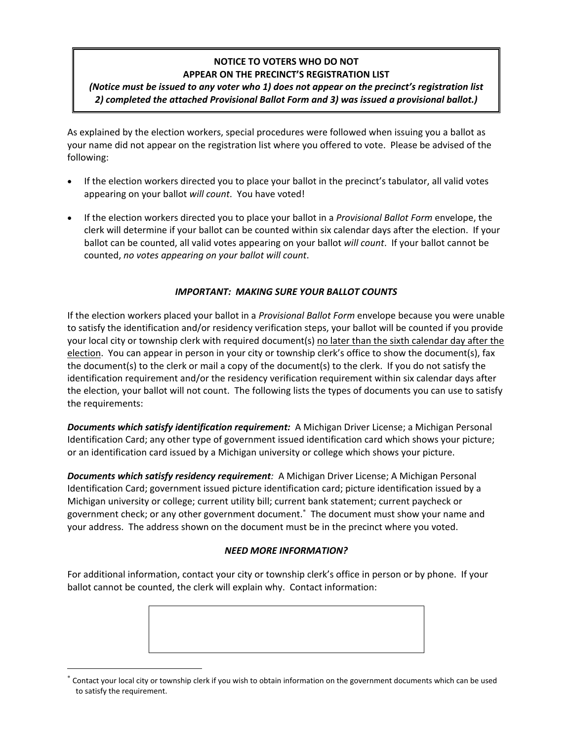**NOTICE TO VOTERS WHO DO NOT APPEAR ON THE PRECINCT'S REGISTRATION LIST**

***(Notice must be issued to any voter who 1) does not appear on the precinct's registration list 2) completed the attached Provisional Ballot Form and 3) was issued a provisional ballot.)***

As explained by the election workers, special procedures were followed when issuing you a ballot as your name did not appear on the registration list where you offered to vote. Please be advised of the following:

- If the election workers directed you to place your ballot in the precinct's tabulator, all valid votes appearing on your ballot *will count*. You have voted!
- If the election workers directed you to place your ballot in a *Provisional Ballot Form* envelope, the clerk will determine if your ballot can be counted within six calendar days after the election. If your ballot can be counted, all valid votes appearing on your ballot *will count*. If your ballot cannot be counted, *no votes appearing on your ballot will count*.

***IMPORTANT: MAKING SURE YOUR BALLOT COUNTS***

If the election workers placed your ballot in a *Provisional Ballot Form* envelope because you were unable to satisfy the identification and/or residency verification steps, your ballot will be counted if you provide your local city or township clerk with required document(s) <u>no later than the sixth calendar day after the election</u>. You can appear in person in your city or township clerk's office to show the document(s), fax the document(s) to the clerk or mail a copy of the document(s) to the clerk. If you do not satisfy the identification requirement and/or the residency verification requirement within six calendar days after the election, your ballot will not count. The following lists the types of documents you can use to satisfy the requirements:

***Documents which satisfy identification requirement:*** A Michigan Driver License; a Michigan Personal Identification Card; any other type of government issued identification card which shows your picture; or an identification card issued by a Michigan university or college which shows your picture.

***Documents which satisfy residency requirement****:* A Michigan Driver License; A Michigan Personal Identification Card; government issued picture identification card; picture identification issued by a Michigan university or college; current utility bill; current bank statement; current paycheck or government check; or any other government document.[*] The document must show your name and your address. The address shown on the document must be in the precinct where you voted.

***NEED MORE INFORMATION?***

For additional information, contact your city or township clerk's office in person or by phone. If your ballot cannot be counted, the clerk will explain why. Contact information:

| |
|---|
| |

[*] Contact your local city or township clerk if you wish to obtain information on the government documents which can be used to satisfy the requirement.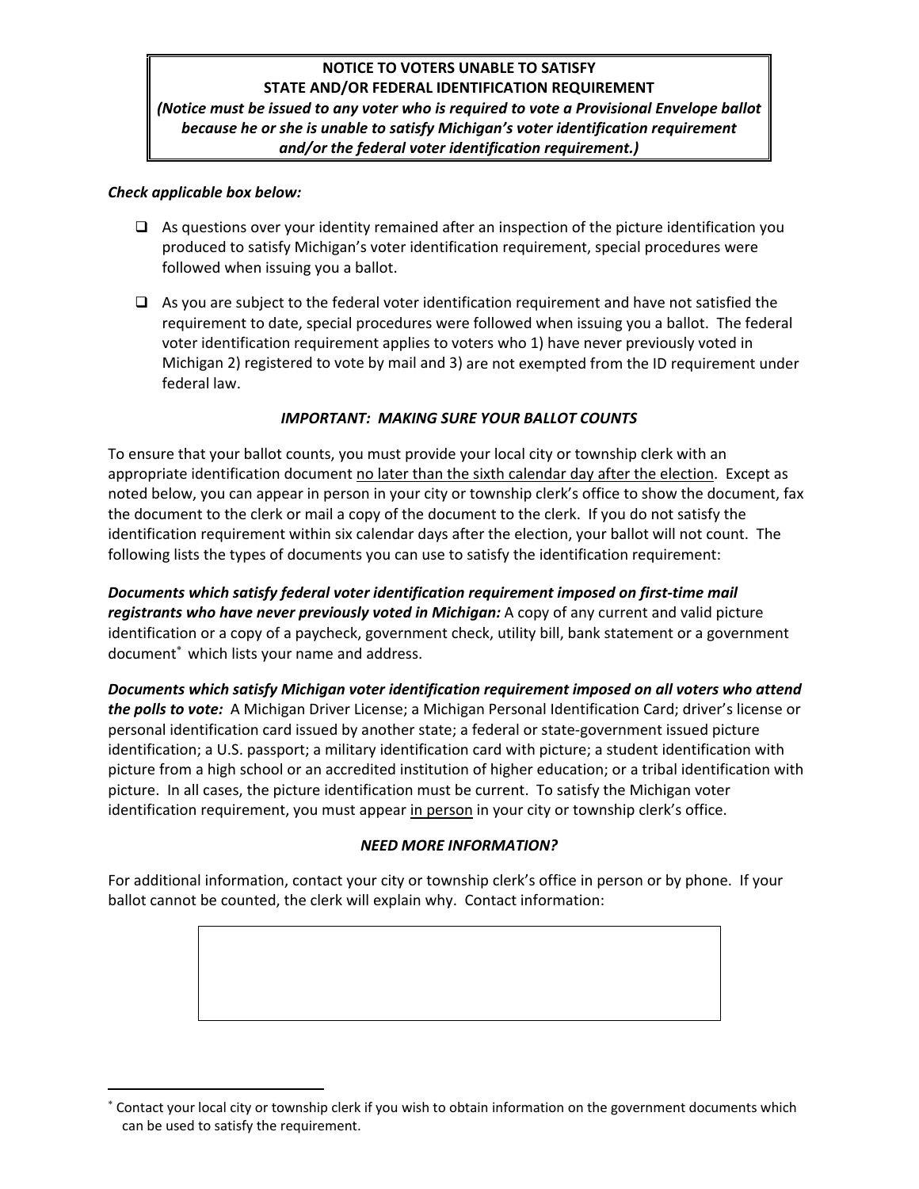**NOTICE TO VOTERS UNABLE TO SATISFY STATE AND/OR FEDERAL IDENTIFICATION REQUIREMENT**

***(Notice must be issued to any voter who is required to vote a Provisional Envelope ballot because he or she is unable to satisfy Michigan's voter identification requirement and/or the federal voter identification requirement.)***

***Check applicable box below:***

- ☐ As questions over your identity remained after an inspection of the picture identification you produced to satisfy Michigan's voter identification requirement, special procedures were followed when issuing you a ballot.

- ☐ As you are subject to the federal voter identification requirement and have not satisfied the requirement to date, special procedures were followed when issuing you a ballot. The federal voter identification requirement applies to voters who 1) have never previously voted in Michigan 2) registered to vote by mail and 3) are not exempted from the ID requirement under federal law.

***IMPORTANT: MAKING SURE YOUR BALLOT COUNTS***

To ensure that your ballot counts, you must provide your local city or township clerk with an appropriate identification document no later than the sixth calendar day after the election. Except as noted below, you can appear in person in your city or township clerk's office to show the document, fax the document to the clerk or mail a copy of the document to the clerk. If you do not satisfy the identification requirement within six calendar days after the election, your ballot will not count. The following lists the types of documents you can use to satisfy the identification requirement:

***Documents which satisfy federal voter identification requirement imposed on first-time mail registrants who have never previously voted in Michigan:*** A copy of any current and valid picture identification or a copy of a paycheck, government check, utility bill, bank statement or a government document* which lists your name and address.

***Documents which satisfy Michigan voter identification requirement imposed on all voters who attend the polls to vote:*** A Michigan Driver License; a Michigan Personal Identification Card; driver's license or personal identification card issued by another state; a federal or state-government issued picture identification; a U.S. passport; a military identification card with picture; a student identification with picture from a high school or an accredited institution of higher education; or a tribal identification with picture. In all cases, the picture identification must be current. To satisfy the Michigan voter identification requirement, you must appear in person in your city or township clerk's office.

***NEED MORE INFORMATION?***

For additional information, contact your city or township clerk's office in person or by phone. If your ballot cannot be counted, the clerk will explain why. Contact information:

---

* Contact your local city or township clerk if you wish to obtain information on the government documents which can be used to satisfy the requirement.